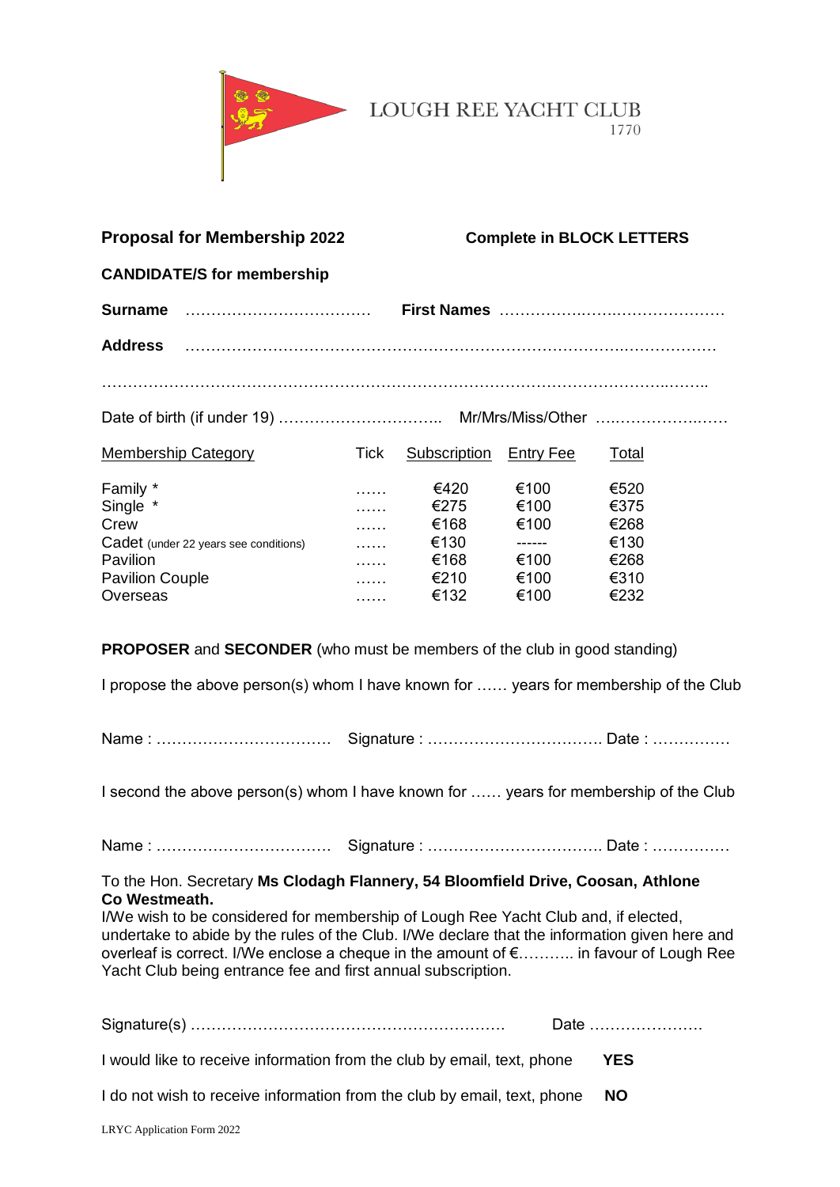LOUGH REE YACHT CLUB
1770

**Proposal for Membership 2022** **Complete in BLOCK LETTERS**

**CANDIDATE/S for membership**

**Surname** ……………………………… **First Names** ………………………………………

**Address** ……………………………………………………………………………………

……………………………………………………………………………………………………

Date of birth (if under 19) ………………………….. Mr/Mrs/Miss/Other ……………………

| Membership Category | Tick | Subscription | Entry Fee | Total |
|---|---|---|---|---|
| Family * | …… | €420 | €100 | €520 |
| Single * | …… | €275 | €100 | €375 |
| Crew | …… | €168 | €100 | €268 |
| Cadet (under 22 years see conditions) | …… | €130 | ------ | €130 |
| Pavilion | …… | €168 | €100 | €268 |
| Pavilion Couple | …… | €210 | €100 | €310 |
| Overseas | …… | €132 | €100 | €232 |

**PROPOSER** and **SECONDER** (who must be members of the club in good standing)

I propose the above person(s) whom I have known for …… years for membership of the Club

Name : …………………………… Signature : ……………………………. Date : ……………

I second the above person(s) whom I have known for …… years for membership of the Club

Name : …………………………… Signature : ……………………………. Date : ……………

To the Hon. Secretary **Ms Clodagh Flannery, 54 Bloomfield Drive, Coosan, Athlone Co Westmeath.**
I/We wish to be considered for membership of Lough Ree Yacht Club and, if elected, undertake to abide by the rules of the Club. I/We declare that the information given here and overleaf is correct. I/We enclose a cheque in the amount of €……….. in favour of Lough Ree Yacht Club being entrance fee and first annual subscription.

Signature(s) …………………………………………………… Date ………………….

I would like to receive information from the club by email, text, phone **YES**

I do not wish to receive information from the club by email, text, phone **NO**

LRYC Application Form 2022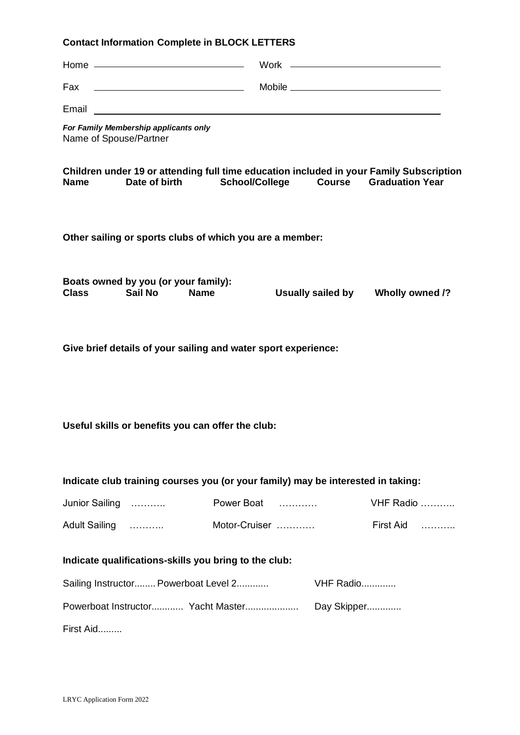**Contact Information Complete in BLOCK LETTERS**

Home \_\_\_\_\_\_\_\_\_\_\_\_\_\_\_\_\_\_\_\_\_\_\_\_\_\_\_\_ Work \_\_\_\_\_\_\_\_\_\_\_\_\_\_\_\_\_\_\_\_\_\_\_\_\_\_\_\_

Fax \_\_\_\_\_\_\_\_\_\_\_\_\_\_\_\_\_\_\_\_\_\_\_\_\_\_\_\_ Mobile \_\_\_\_\_\_\_\_\_\_\_\_\_\_\_\_\_\_\_\_\_\_\_\_\_\_\_\_

Email \_\_\_\_\_\_\_\_\_\_\_\_\_\_\_\_\_\_\_\_\_\_\_\_\_\_\_\_\_\_\_\_\_\_\_\_\_\_\_\_\_\_\_\_\_\_\_\_\_\_\_\_\_\_\_\_\_\_\_\_

***For Family Membership applicants only***

Name of Spouse/Partner

**Children under 19 or attending full time education included in your Family Subscription**

| Name | Date of birth | School/College | Course | Graduation Year |
|---|---|---|---|---|
| | | | | |

**Other sailing or sports clubs of which you are a member:**

**Boats owned by you (or your family):**

| Class | Sail No | Name | Usually sailed by | Wholly owned /? |
|---|---|---|---|---|
| | | | | |

**Give brief details of your sailing and water sport experience:**

**Useful skills or benefits you can offer the club:**

**Indicate club training courses you (or your family) may be interested in taking:**

| | | |
|---|---|---|
| Junior Sailing ……….. | Power Boat ………… | VHF Radio ……….. |
| Adult Sailing ……….. | Motor-Cruiser ………… | First Aid ……….. |

**Indicate qualifications-skills you bring to the club:**

| | | |
|---|---|---|
| Sailing Instructor........ | Powerboat Level 2............ | VHF Radio............. |
| Powerboat Instructor............ | Yacht Master.................... | Day Skipper............. |
| First Aid......... | | |

LRYC Application Form 2022